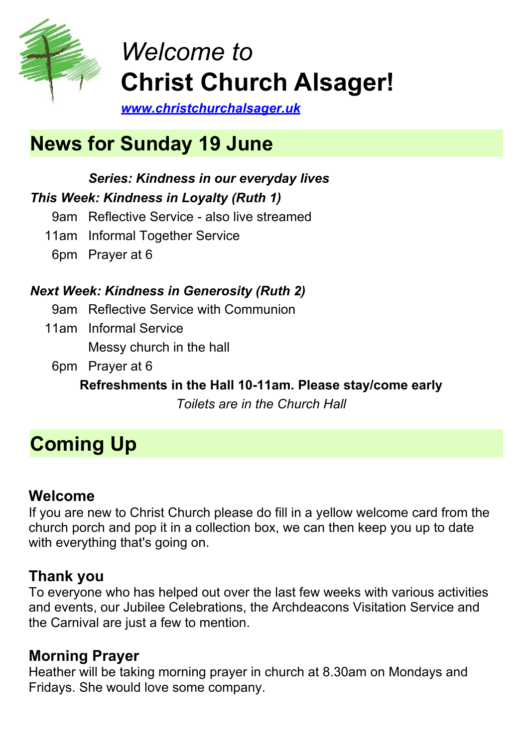# *Welcome to* **Christ Church Alsager!**

*[www.christchurchalsager.uk](http://www.christchurchalsager.uk)*

## News for Sunday 19 June

***Series: Kindness in our everyday lives***

***This Week: Kindness in Loyalty (Ruth 1)***

9am Reflective Service - also live streamed

11am Informal Together Service

6pm Prayer at 6

***Next Week: Kindness in Generosity (Ruth 2)***

9am Reflective Service with Communion

11am Informal Service

Messy church in the hall

6pm Prayer at 6

**Refreshments in the Hall 10-11am. Please stay/come early**

*Toilets are in the Church Hall*

## Coming Up

### Welcome

If you are new to Christ Church please do fill in a yellow welcome card from the church porch and pop it in a collection box, we can then keep you up to date with everything that's going on.

### Thank you

To everyone who has helped out over the last few weeks with various activities and events, our Jubilee Celebrations, the Archdeacons Visitation Service and the Carnival are just a few to mention.

### Morning Prayer

Heather will be taking morning prayer in church at 8.30am on Mondays and Fridays. She would love some company.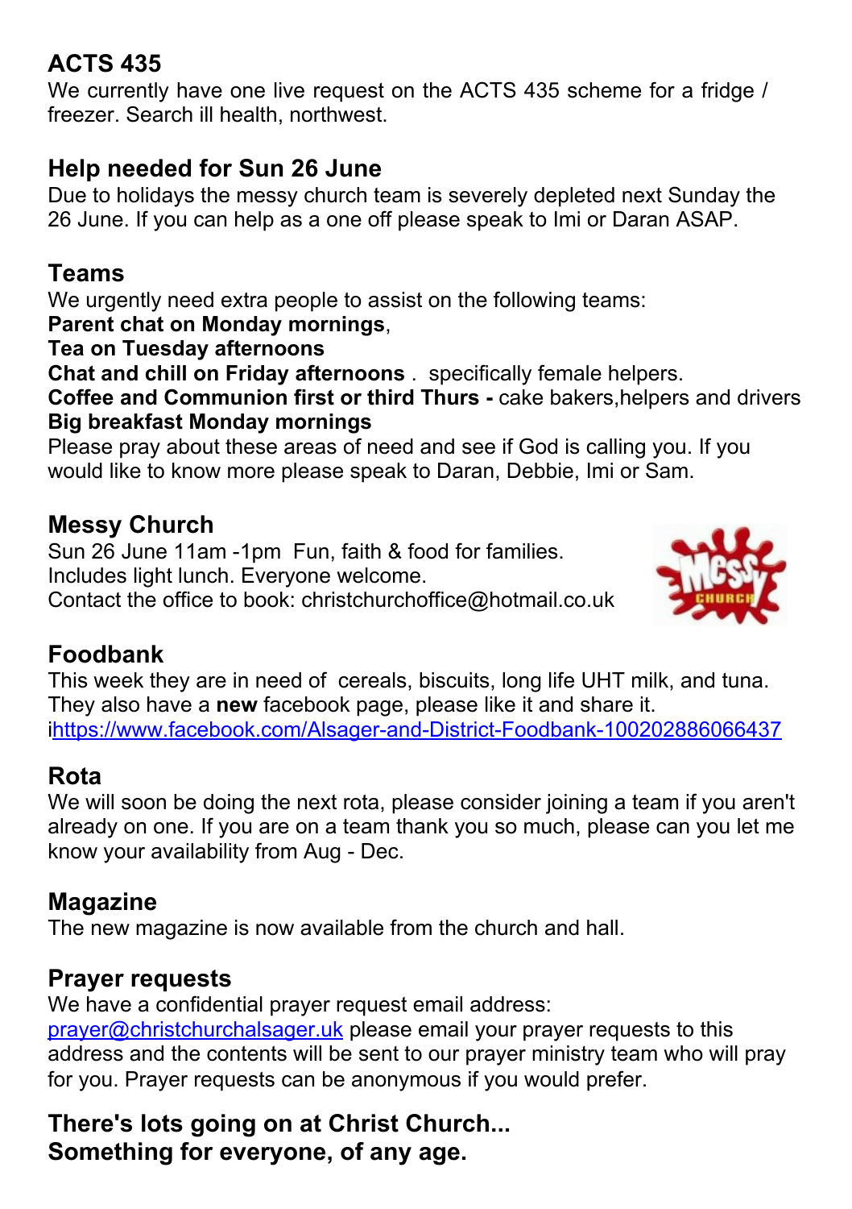## ACTS 435

We currently have one live request on the ACTS 435 scheme for a fridge / freezer. Search ill health, northwest.

## Help needed for Sun 26 June

Due to holidays the messy church team is severely depleted next Sunday the 26 June. If you can help as a one off please speak to Imi or Daran ASAP.

## Teams

We urgently need extra people to assist on the following teams:
**Parent chat on Monday mornings**,
**Tea on Tuesday afternoons**
**Chat and chill on Friday afternoons** .  specifically female helpers.
**Coffee and Communion first or third Thurs -** cake bakers,helpers and drivers
**Big breakfast Monday mornings**
Please pray about these areas of need and see if God is calling you. If you would like to know more please speak to Daran, Debbie, Imi or Sam.

## Messy Church

Sun 26 June 11am -1pm  Fun, faith & food for families.
Includes light lunch. Everyone welcome.
Contact the office to book: christchurchoffice@hotmail.co.uk

## Foodbank

This week they are in need of  cereals, biscuits, long life UHT milk, and tuna. They also have a **new** facebook page, please like it and share it.
ihttps://www.facebook.com/Alsager-and-District-Foodbank-100202886066437

## Rota

We will soon be doing the next rota, please consider joining a team if you aren't already on one. If you are on a team thank you so much, please can you let me know your availability from Aug - Dec.

## Magazine

The new magazine is now available from the church and hall.

## Prayer requests

We have a confidential prayer request email address:
prayer@christchurchalsager.uk please email your prayer requests to this address and the contents will be sent to our prayer ministry team who will pray for you. Prayer requests can be anonymous if you would prefer.

**There's lots going on at Christ Church...**
**Something for everyone, of any age.**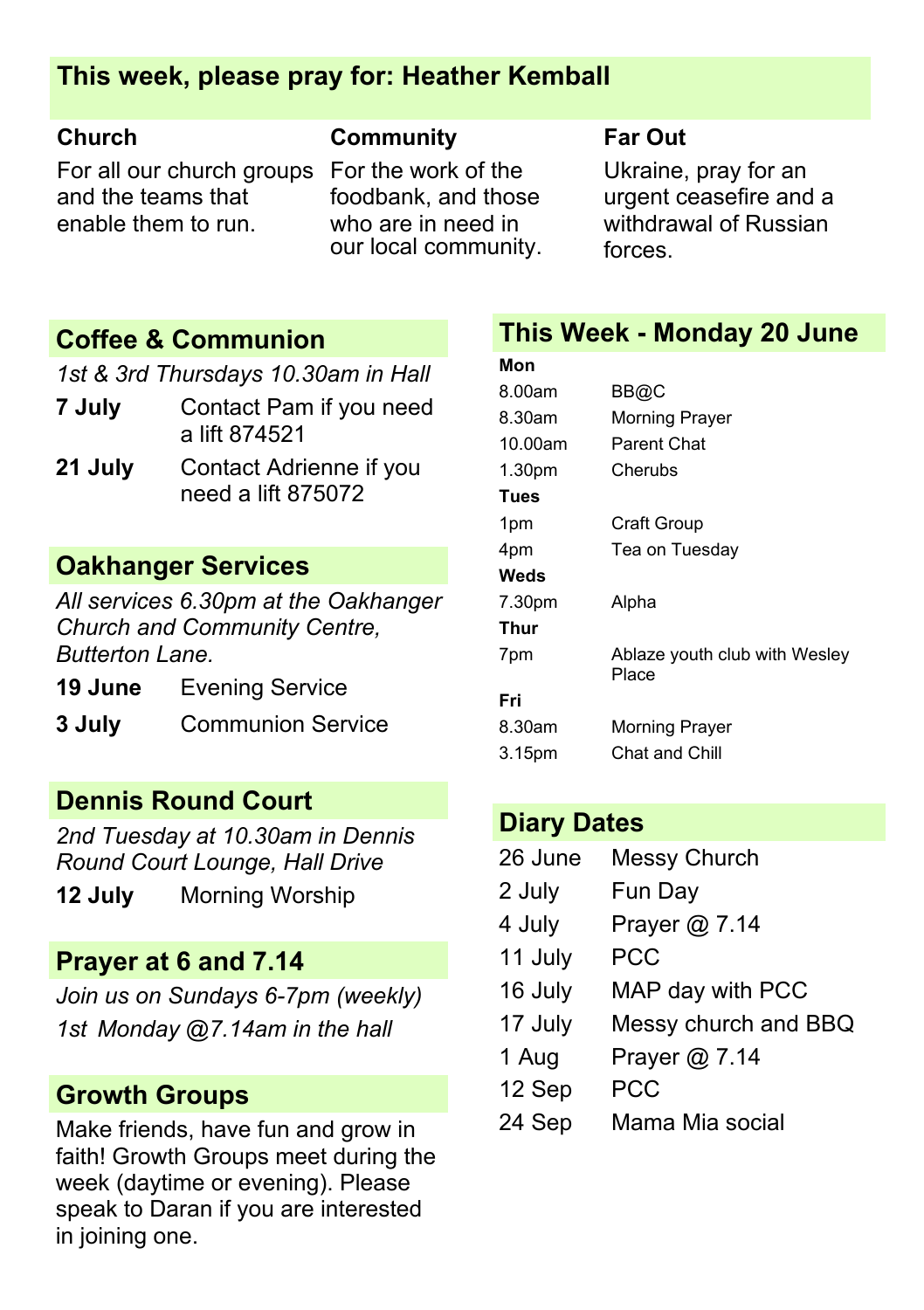## This week, please pray for: Heather Kemball

### Church

For all our church groups and the teams that enable them to run.

### Community

For the work of the foodbank, and those who are in need in our local community.

### Far Out

Ukraine, pray for an urgent ceasefire and a withdrawal of Russian forces.

## Coffee & Communion

*1st & 3rd Thursdays 10.30am in Hall*

| | |
|---|---|
| **7 July** | Contact Pam if you need a lift 874521 |
| **21 July** | Contact Adrienne if you need a lift 875072 |

## Oakhanger Services

*All services 6.30pm at the Oakhanger Church and Community Centre, Butterton Lane.*

| | |
|---|---|
| **19 June** | Evening Service |
| **3 July** | Communion Service |

## Dennis Round Court

*2nd Tuesday at 10.30am in Dennis Round Court Lounge, Hall Drive*

| | |
|---|---|
| **12 July** | Morning Worship |

## Prayer at 6 and 7.14

*Join us on Sundays 6-7pm (weekly)*

*1st Monday @7.14am in the hall*

## Growth Groups

Make friends, have fun and grow in faith! Growth Groups meet during the week (daytime or evening). Please speak to Daran if you are interested in joining one.

## This Week - Monday 20 June

**Mon**

| | |
|---|---|
| 8.00am | BB@C |
| 8.30am | Morning Prayer |
| 10.00am | Parent Chat |
| 1.30pm | Cherubs |

**Tues**

| | |
|---|---|
| 1pm | Craft Group |
| 4pm | Tea on Tuesday |

**Weds**

| | |
|---|---|
| 7.30pm | Alpha |

**Thur**

| | |
|---|---|
| 7pm | Ablaze youth club with Wesley Place |

**Fri**

| | |
|---|---|
| 8.30am | Morning Prayer |
| 3.15pm | Chat and Chill |

## Diary Dates

| | |
|---|---|
| 26 June | Messy Church |
| 2 July | Fun Day |
| 4 July | Prayer @ 7.14 |
| 11 July | PCC |
| 16 July | MAP day with PCC |
| 17 July | Messy church and BBQ |
| 1 Aug | Prayer @ 7.14 |
| 12 Sep | PCC |
| 24 Sep | Mama Mia social |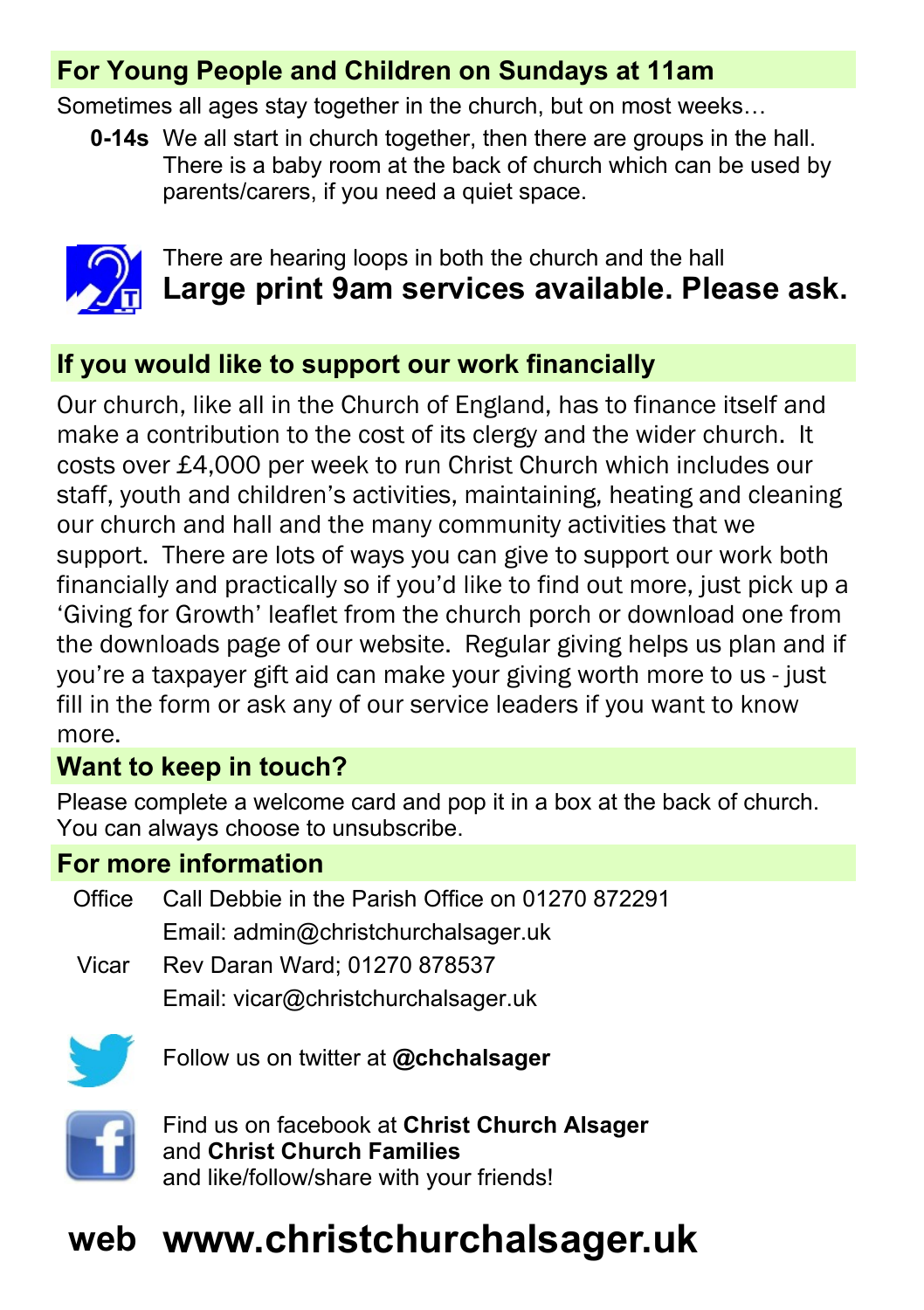## For Young People and Children on Sundays at 11am

Sometimes all ages stay together in the church, but on most weeks…

**0-14s** We all start in church together, then there are groups in the hall. There is a baby room at the back of church which can be used by parents/carers, if you need a quiet space.

There are hearing loops in both the church and the hall

**Large print 9am services available. Please ask.**

## If you would like to support our work financially

Our church, like all in the Church of England, has to finance itself and make a contribution to the cost of its clergy and the wider church. It costs over £4,000 per week to run Christ Church which includes our staff, youth and children's activities, maintaining, heating and cleaning our church and hall and the many community activities that we support. There are lots of ways you can give to support our work both financially and practically so if you'd like to find out more, just pick up a 'Giving for Growth' leaflet from the church porch or download one from the downloads page of our website. Regular giving helps us plan and if you're a taxpayer gift aid can make your giving worth more to us - just fill in the form or ask any of our service leaders if you want to know more.

## Want to keep in touch?

Please complete a welcome card and pop it in a box at the back of church. You can always choose to unsubscribe.

## For more information

Office Call Debbie in the Parish Office on 01270 872291
Email: admin@christchurchalsager.uk

Vicar Rev Daran Ward; 01270 878537
Email: vicar@christchurchalsager.uk

Follow us on twitter at **@chchalsager**

Find us on facebook at **Christ Church Alsager** and **Christ Church Families** and like/follow/share with your friends!

**web www.christchurchalsager.uk**